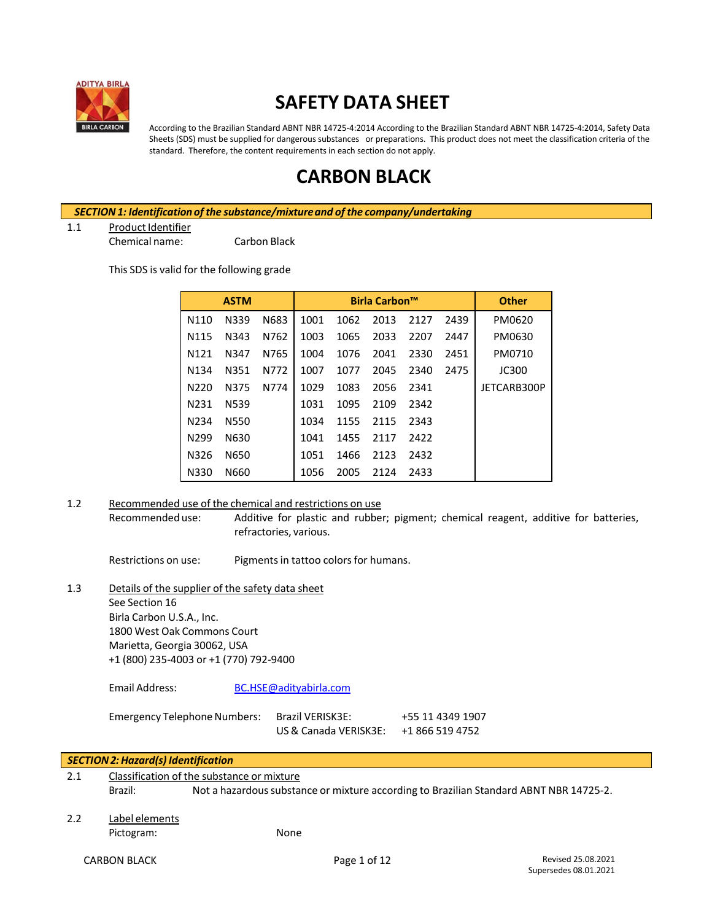# SAFETY DATA SHEET

According to the Brazilian Standard ABNT NBR 14725-4:2014 According to the Brazilian Standard ABNT NBR 14725-4:2014, Safety Data Sheets (SDS) must be supplied for dangerous substances or preparations. This product does not meet the classification criteria of the standard. Therefore, the content requirements in each section do not apply.

# CARBON BLACK

## *SECTION 1: Identification of the substance/mixture and of the company/undertaking*

1.1 Product Identifier

Chemical name: Carbon Black

This SDS is valid for the following grade

| ASTM | | | Birla Carbon™ | | | | | Other |
|---|---|---|---|---|---|---|---|---|
| N110 | N339 | N683 | 1001 | 1062 | 2013 | 2127 | 2439 | PM0620 |
| N115 | N343 | N762 | 1003 | 1065 | 2033 | 2207 | 2447 | PM0630 |
| N121 | N347 | N765 | 1004 | 1076 | 2041 | 2330 | 2451 | PM0710 |
| N134 | N351 | N772 | 1007 | 1077 | 2045 | 2340 | 2475 | JC300 |
| N220 | N375 | N774 | 1029 | 1083 | 2056 | 2341 | | JETCARB300P |
| N231 | N539 | | 1031 | 1095 | 2109 | 2342 | | |
| N234 | N550 | | 1034 | 1155 | 2115 | 2343 | | |
| N299 | N630 | | 1041 | 1455 | 2117 | 2422 | | |
| N326 | N650 | | 1051 | 1466 | 2123 | 2432 | | |
| N330 | N660 | | 1056 | 2005 | 2124 | 2433 | | |

1.2 Recommended use of the chemical and restrictions on use

Recommended use: Additive for plastic and rubber; pigment; chemical reagent, additive for batteries, refractories, various.

Restrictions on use: Pigments in tattoo colors for humans.

1.3 Details of the supplier of the safety data sheet

See Section 16
Birla Carbon U.S.A., Inc.
1800 West Oak Commons Court
Marietta, Georgia 30062, USA
+1 (800) 235-4003 or +1 (770) 792-9400

Email Address: BC.HSE@adityabirla.com

Emergency Telephone Numbers: Brazil VERISK3E: +55 11 4349 1907
US & Canada VERISK3E: +1 866 519 4752

## *SECTION 2: Hazard(s) Identification*

2.1 Classification of the substance or mixture

Brazil: Not a hazardous substance or mixture according to Brazilian Standard ABNT NBR 14725-2.

2.2 Label elements

Pictogram: None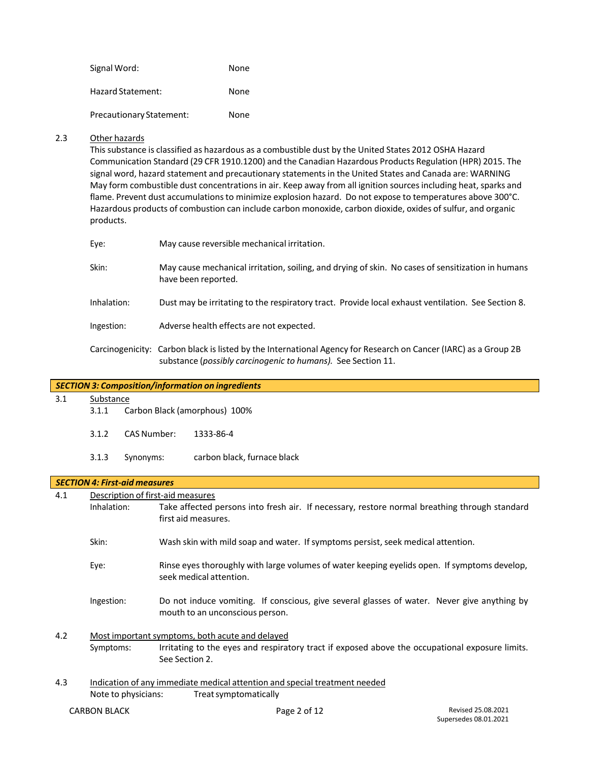Signal Word: None

Hazard Statement: None

Precautionary Statement: None

2.3 Other hazards

This substance is classified as hazardous as a combustible dust by the United States 2012 OSHA Hazard Communication Standard (29 CFR 1910.1200) and the Canadian Hazardous Products Regulation (HPR) 2015. The signal word, hazard statement and precautionary statements in the United States and Canada are: WARNING May form combustible dust concentrations in air. Keep away from all ignition sources including heat, sparks and flame. Prevent dust accumulations to minimize explosion hazard. Do not expose to temperatures above 300°C. Hazardous products of combustion can include carbon monoxide, carbon dioxide, oxides of sulfur, and organic products.

Eye: May cause reversible mechanical irritation.

Skin: May cause mechanical irritation, soiling, and drying of skin. No cases of sensitization in humans have been reported.

Inhalation: Dust may be irritating to the respiratory tract. Provide local exhaust ventilation. See Section 8.

Ingestion: Adverse health effects are not expected.

Carcinogenicity: Carbon black is listed by the International Agency for Research on Cancer (IARC) as a Group 2B substance (*possibly carcinogenic to humans).* See Section 11.

## *SECTION 3: Composition/information on ingredients*

3.1 Substance

3.1.1 Carbon Black (amorphous) 100%

3.1.2 CAS Number: 1333-86-4

3.1.3 Synonyms: carbon black, furnace black

## *SECTION 4: First-aid measures*

4.1 Description of first-aid measures

Inhalation: Take affected persons into fresh air. If necessary, restore normal breathing through standard first aid measures.

Skin: Wash skin with mild soap and water. If symptoms persist, seek medical attention.

Eye: Rinse eyes thoroughly with large volumes of water keeping eyelids open. If symptoms develop, seek medical attention.

Ingestion: Do not induce vomiting. If conscious, give several glasses of water. Never give anything by mouth to an unconscious person.

4.2 Most important symptoms, both acute and delayed

Symptoms: Irritating to the eyes and respiratory tract if exposed above the occupational exposure limits. See Section 2.

4.3 Indication of any immediate medical attention and special treatment needed

Note to physicians: Treat symptomatically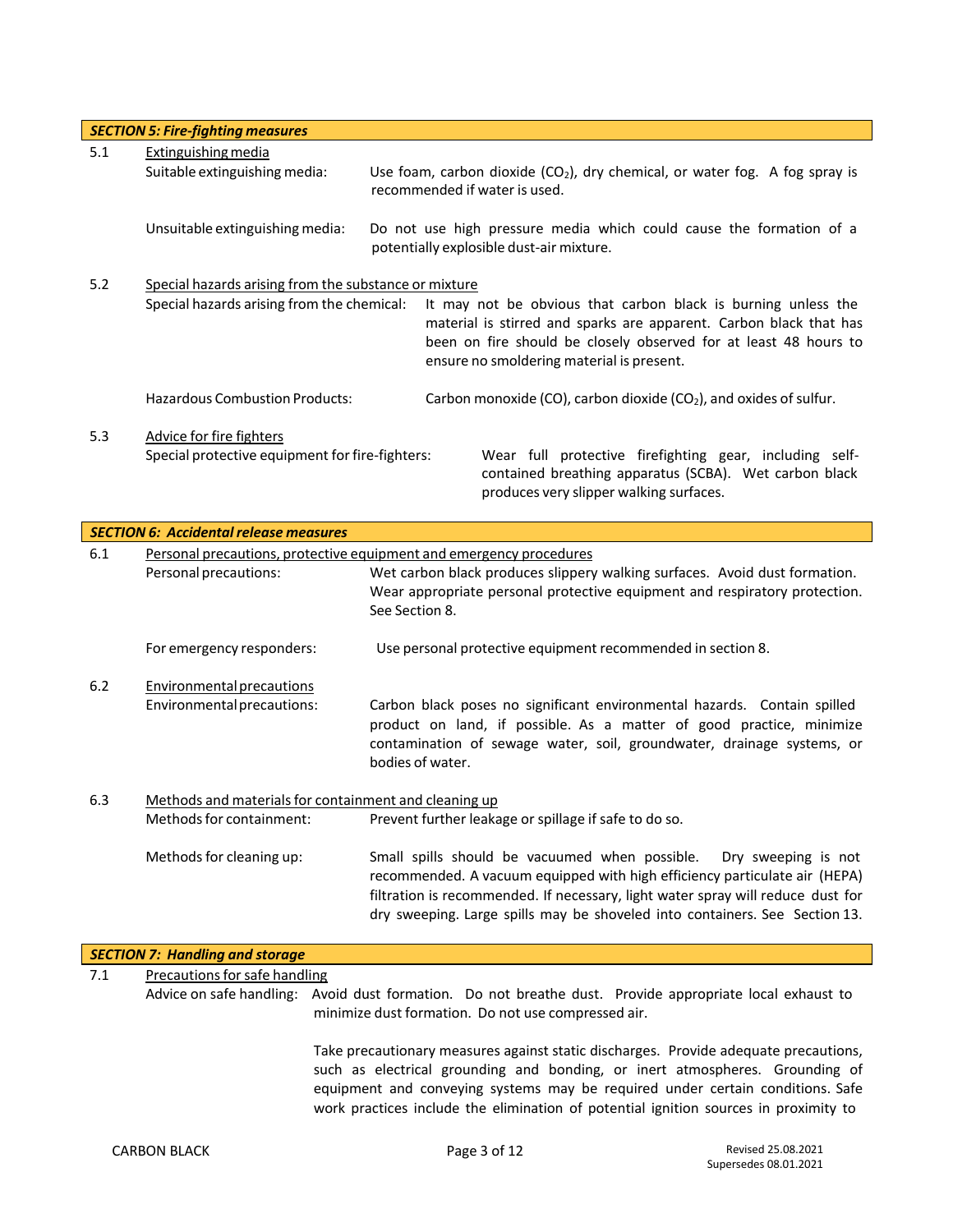## SECTION 5: Fire-fighting measures

**5.1 Extinguishing media**

Suitable extinguishing media: Use foam, carbon dioxide ($CO_2$), dry chemical, or water fog. A fog spray is recommended if water is used.

Unsuitable extinguishing media: Do not use high pressure media which could cause the formation of a potentially explosible dust-air mixture.

**5.2 Special hazards arising from the substance or mixture**

Special hazards arising from the chemical: It may not be obvious that carbon black is burning unless the material is stirred and sparks are apparent. Carbon black that has been on fire should be closely observed for at least 48 hours to ensure no smoldering material is present.

Hazardous Combustion Products: Carbon monoxide (CO), carbon dioxide ($CO_2$), and oxides of sulfur.

**5.3 Advice for fire fighters**

Special protective equipment for fire-fighters: Wear full protective firefighting gear, including self-contained breathing apparatus (SCBA). Wet carbon black produces very slipper walking surfaces.

## SECTION 6: Accidental release measures

**6.1 Personal precautions, protective equipment and emergency procedures**

Personal precautions: Wet carbon black produces slippery walking surfaces. Avoid dust formation. Wear appropriate personal protective equipment and respiratory protection. See Section 8.

For emergency responders: Use personal protective equipment recommended in section 8.

**6.2 Environmental precautions**

Environmental precautions: Carbon black poses no significant environmental hazards. Contain spilled product on land, if possible. As a matter of good practice, minimize contamination of sewage water, soil, groundwater, drainage systems, or bodies of water.

**6.3 Methods and materials for containment and cleaning up**

Methods for containment: Prevent further leakage or spillage if safe to do so.

Methods for cleaning up: Small spills should be vacuumed when possible. Dry sweeping is not recommended. A vacuum equipped with high efficiency particulate air (HEPA) filtration is recommended. If necessary, light water spray will reduce dust for dry sweeping. Large spills may be shoveled into containers. See Section 13.

## SECTION 7: Handling and storage

**7.1 Precautions for safe handling**

Advice on safe handling: Avoid dust formation. Do not breathe dust. Provide appropriate local exhaust to minimize dust formation. Do not use compressed air.

Take precautionary measures against static discharges. Provide adequate precautions, such as electrical grounding and bonding, or inert atmospheres. Grounding of equipment and conveying systems may be required under certain conditions. Safe work practices include the elimination of potential ignition sources in proximity to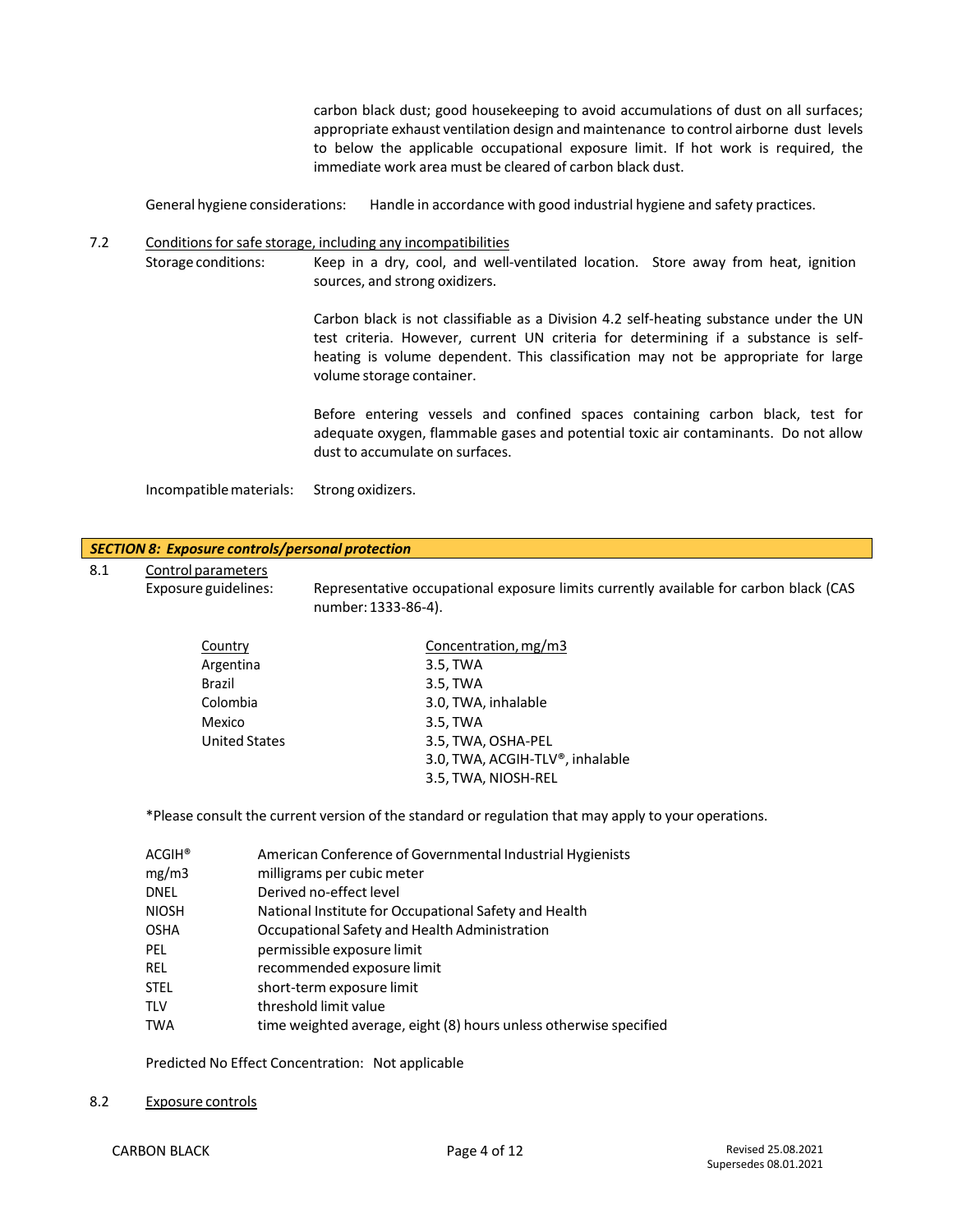carbon black dust; good housekeeping to avoid accumulations of dust on all surfaces; appropriate exhaust ventilation design and maintenance to control airborne dust levels to below the applicable occupational exposure limit. If hot work is required, the immediate work area must be cleared of carbon black dust.

General hygiene considerations: Handle in accordance with good industrial hygiene and safety practices.

7.2 Conditions for safe storage, including any incompatibilities

Storage conditions: Keep in a dry, cool, and well-ventilated location. Store away from heat, ignition sources, and strong oxidizers.

Carbon black is not classifiable as a Division 4.2 self-heating substance under the UN test criteria. However, current UN criteria for determining if a substance is self-heating is volume dependent. This classification may not be appropriate for large volume storage container.

Before entering vessels and confined spaces containing carbon black, test for adequate oxygen, flammable gases and potential toxic air contaminants. Do not allow dust to accumulate on surfaces.

Incompatible materials: Strong oxidizers.

## *SECTION 8: Exposure controls/personal protection*

8.1 Control parameters

Exposure guidelines: Representative occupational exposure limits currently available for carbon black (CAS number: 1333-86-4).

| Country | Concentration, mg/m3 |
|---|---|
| Argentina | 3.5, TWA |
| Brazil | 3.5, TWA |
| Colombia | 3.0, TWA, inhalable |
| Mexico | 3.5, TWA |
| United States | 3.5, TWA, OSHA-PEL |
| | 3.0, TWA, ACGIH-TLV®, inhalable |
| | 3.5, TWA, NIOSH-REL |

*Please consult the current version of the standard or regulation that may apply to your operations.

| | |
|---|---|
| ACGIH® | American Conference of Governmental Industrial Hygienists |
| mg/m3 | milligrams per cubic meter |
| DNEL | Derived no-effect level |
| NIOSH | National Institute for Occupational Safety and Health |
| OSHA | Occupational Safety and Health Administration |
| PEL | permissible exposure limit |
| REL | recommended exposure limit |
| STEL | short-term exposure limit |
| TLV | threshold limit value |
| TWA | time weighted average, eight (8) hours unless otherwise specified |

Predicted No Effect Concentration: Not applicable

8.2 Exposure controls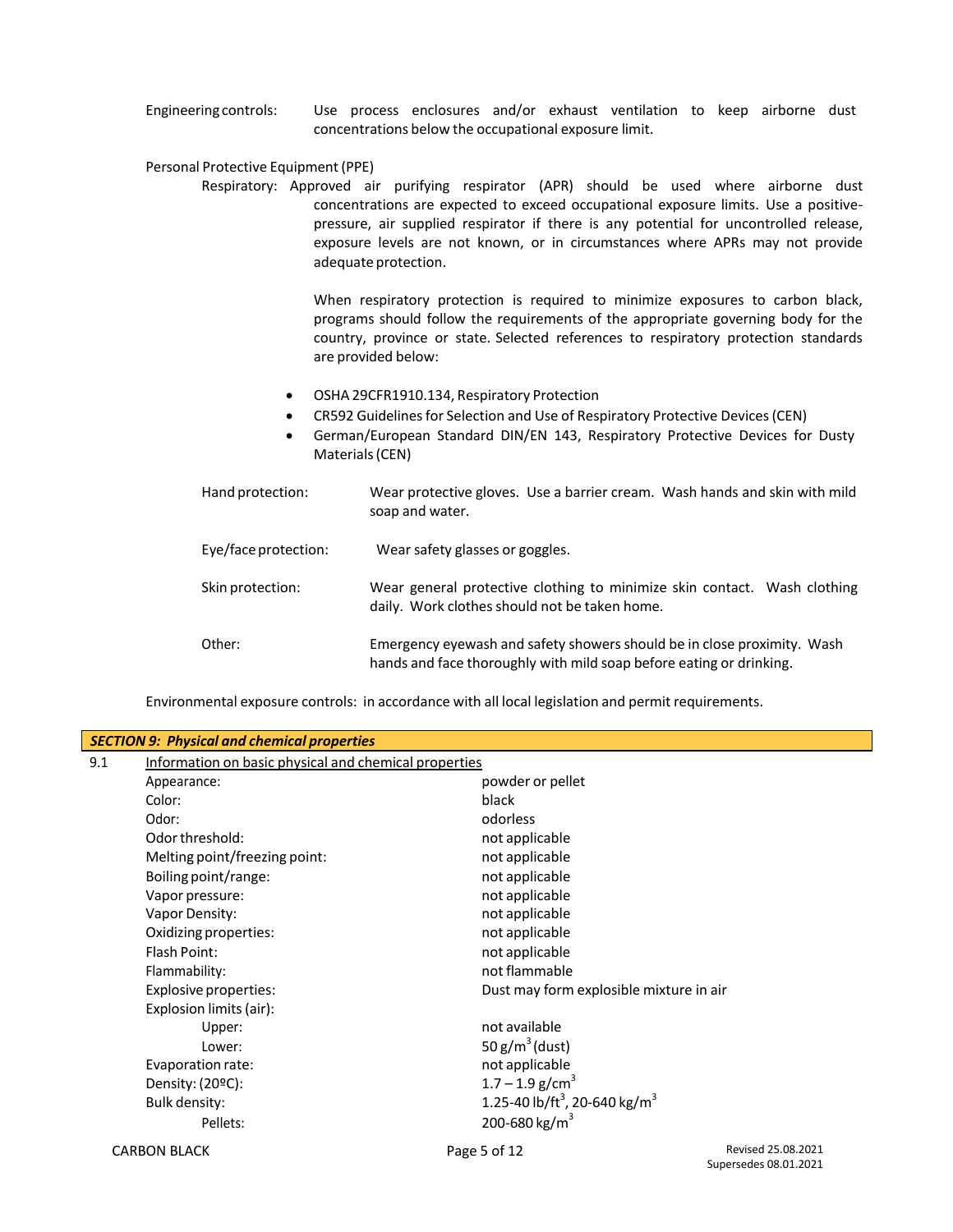Engineering controls: Use process enclosures and/or exhaust ventilation to keep airborne dust concentrations below the occupational exposure limit.

Personal Protective Equipment (PPE)

Respiratory: Approved air purifying respirator (APR) should be used where airborne dust concentrations are expected to exceed occupational exposure limits. Use a positive-pressure, air supplied respirator if there is any potential for uncontrolled release, exposure levels are not known, or in circumstances where APRs may not provide adequate protection.

When respiratory protection is required to minimize exposures to carbon black, programs should follow the requirements of the appropriate governing body for the country, province or state. Selected references to respiratory protection standards are provided below:

- OSHA 29CFR1910.134, Respiratory Protection
- CR592 Guidelines for Selection and Use of Respiratory Protective Devices (CEN)
- German/European Standard DIN/EN 143, Respiratory Protective Devices for Dusty Materials (CEN)

Hand protection: Wear protective gloves. Use a barrier cream. Wash hands and skin with mild soap and water.

Eye/face protection: Wear safety glasses or goggles.

Skin protection: Wear general protective clothing to minimize skin contact. Wash clothing daily. Work clothes should not be taken home.

Other: Emergency eyewash and safety showers should be in close proximity. Wash hands and face thoroughly with mild soap before eating or drinking.

Environmental exposure controls: in accordance with all local legislation and permit requirements.

## *SECTION 9: Physical and chemical properties*

9.1 Information on basic physical and chemical properties

| | |
|---|---|
| Appearance: | powder or pellet |
| Color: | black |
| Odor: | odorless |
| Odor threshold: | not applicable |
| Melting point/freezing point: | not applicable |
| Boiling point/range: | not applicable |
| Vapor pressure: | not applicable |
| Vapor Density: | not applicable |
| Oxidizing properties: | not applicable |
| Flash Point: | not applicable |
| Flammability: | not flammable |
| Explosive properties: | Dust may form explosible mixture in air |
| Explosion limits (air): | |
| Upper: | not available |
| Lower: | 50 g/m$^3$ (dust) |
| Evaporation rate: | not applicable |
| Density: (20ºC): | 1.7 – 1.9 g/cm$^3$ |
| Bulk density: | 1.25-40 lb/ft$^3$, 20-640 kg/m$^3$ |
| Pellets: | 200-680 kg/m$^3$ |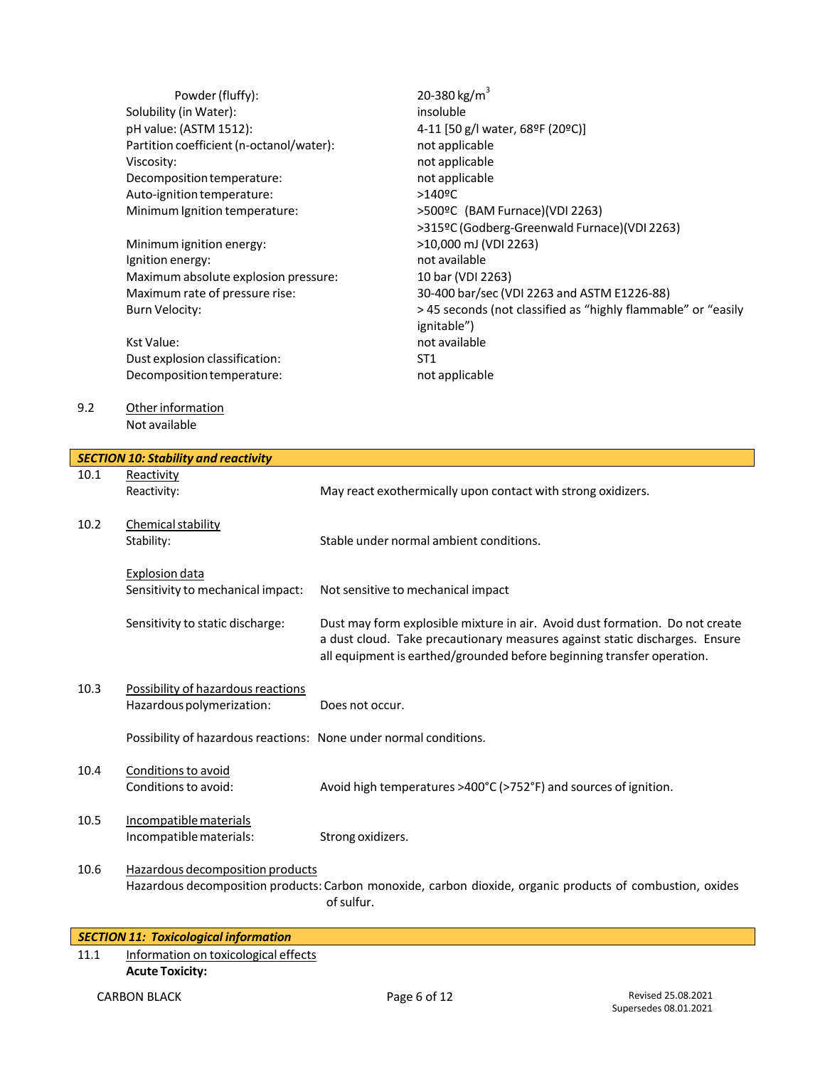| Property | Value |
|---|---|
| Powder (fluffy): | 20-380 kg/m$^3$ |
| Solubility (in Water): | insoluble |
| pH value: (ASTM 1512): | 4-11 [50 g/l water, 68ºF (20ºC)] |
| Partition coefficient (n-octanol/water): | not applicable |
| Viscosity: | not applicable |
| Decomposition temperature: | not applicable |
| Auto-ignition temperature: | >140ºC |
| Minimum Ignition temperature: | >500ºC (BAM Furnace)(VDI 2263)<br>>315ºC (Godberg-Greenwald Furnace)(VDI 2263) |
| Minimum ignition energy: | >10,000 mJ (VDI 2263) |
| Ignition energy: | not available |
| Maximum absolute explosion pressure: | 10 bar (VDI 2263) |
| Maximum rate of pressure rise: | 30-400 bar/sec (VDI 2263 and ASTM E1226-88) |
| Burn Velocity: | > 45 seconds (not classified as "highly flammable" or "easily ignitable") |
| Kst Value: | not available |
| Dust explosion classification: | ST1 |
| Decomposition temperature: | not applicable |

9.2 Other information

Not available

## *SECTION 10: Stability and reactivity*

**10.1 Reactivity**

Reactivity: May react exothermically upon contact with strong oxidizers.

**10.2 Chemical stability**

Stability: Stable under normal ambient conditions.

Explosion data

Sensitivity to mechanical impact: Not sensitive to mechanical impact

Sensitivity to static discharge: Dust may form explosible mixture in air. Avoid dust formation. Do not create a dust cloud. Take precautionary measures against static discharges. Ensure all equipment is earthed/grounded before beginning transfer operation.

**10.3 Possibility of hazardous reactions**

Hazardous polymerization: Does not occur.

Possibility of hazardous reactions: None under normal conditions.

**10.4 Conditions to avoid**

Conditions to avoid: Avoid high temperatures >400°C (>752°F) and sources of ignition.

**10.5 Incompatible materials**

Incompatible materials: Strong oxidizers.

**10.6 Hazardous decomposition products**

Hazardous decomposition products: Carbon monoxide, carbon dioxide, organic products of combustion, oxides of sulfur.

## *SECTION 11: Toxicological information*

**11.1 Information on toxicological effects**

**Acute Toxicity:**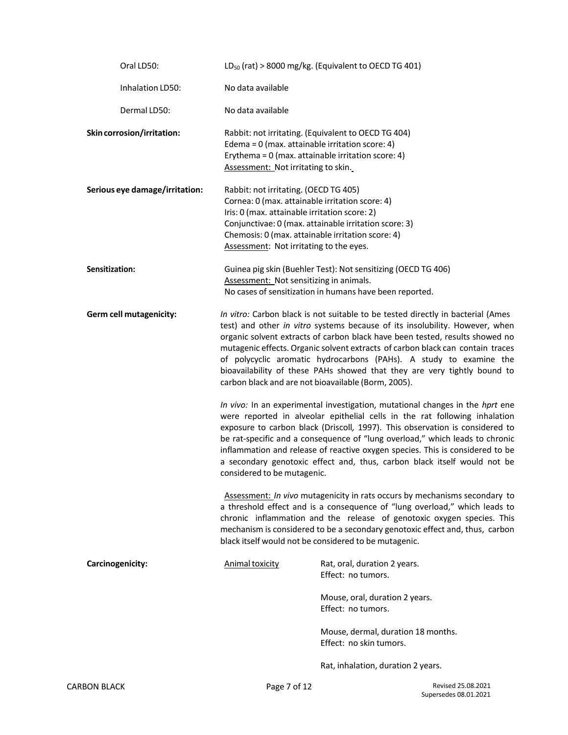Oral LD50: $LD_{50}$ (rat) > 8000 mg/kg. (Equivalent to OECD TG 401)

Inhalation LD50: No data available

Dermal LD50: No data available

**Skin corrosion/irritation:** Rabbit: not irritating. (Equivalent to OECD TG 404)
Edema = 0 (max. attainable irritation score: 4)
Erythema = 0 (max. attainable irritation score: 4)
Assessment: Not irritating to skin.

**Serious eye damage/irritation:** Rabbit: not irritating. (OECD TG 405)
Cornea: 0 (max. attainable irritation score: 4)
Iris: 0 (max. attainable irritation score: 2)
Conjunctivae: 0 (max. attainable irritation score: 3)
Chemosis: 0 (max. attainable irritation score: 4)
Assessment: Not irritating to the eyes.

**Sensitization:** Guinea pig skin (Buehler Test): Not sensitizing (OECD TG 406)
Assessment: Not sensitizing in animals.
No cases of sensitization in humans have been reported.

**Germ cell mutagenicity:** *In vitro:* Carbon black is not suitable to be tested directly in bacterial (Ames test) and other *in vitro* systems because of its insolubility. However, when organic solvent extracts of carbon black have been tested, results showed no mutagenic effects. Organic solvent extracts of carbon black can contain traces of polycyclic aromatic hydrocarbons (PAHs). A study to examine the bioavailability of these PAHs showed that they are very tightly bound to carbon black and are not bioavailable (Borm, 2005).

*In vivo:* In an experimental investigation, mutational changes in the *hprt* ene were reported in alveolar epithelial cells in the rat following inhalation exposure to carbon black (Driscoll, 1997). This observation is considered to be rat-specific and a consequence of "lung overload," which leads to chronic inflammation and release of reactive oxygen species. This is considered to be a secondary genotoxic effect and, thus, carbon black itself would not be considered to be mutagenic.

Assessment: *In vivo* mutagenicity in rats occurs by mechanisms secondary to a threshold effect and is a consequence of "lung overload," which leads to chronic inflammation and the release of genotoxic oxygen species. This mechanism is considered to be a secondary genotoxic effect and, thus, carbon black itself would not be considered to be mutagenic.

**Carcinogenicity:** Animal toxicity

Rat, oral, duration 2 years.
Effect: no tumors.

Mouse, oral, duration 2 years.
Effect: no tumors.

Mouse, dermal, duration 18 months.
Effect: no skin tumors.

Rat, inhalation, duration 2 years.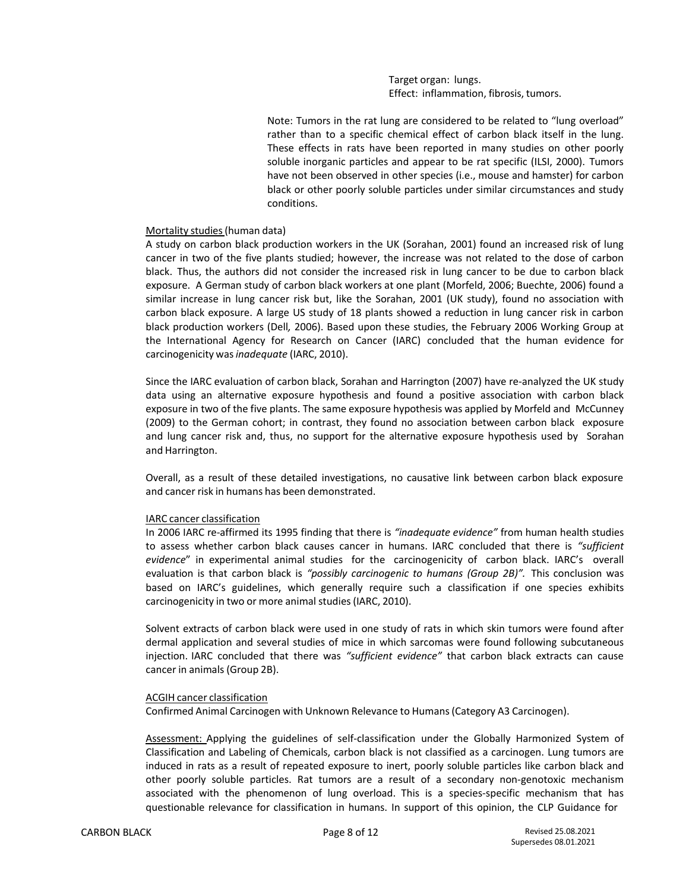Target organ: lungs.
Effect: inflammation, fibrosis, tumors.

Note: Tumors in the rat lung are considered to be related to "lung overload" rather than to a specific chemical effect of carbon black itself in the lung. These effects in rats have been reported in many studies on other poorly soluble inorganic particles and appear to be rat specific (ILSI, 2000). Tumors have not been observed in other species (i.e., mouse and hamster) for carbon black or other poorly soluble particles under similar circumstances and study conditions.

Mortality studies (human data)

A study on carbon black production workers in the UK (Sorahan, 2001) found an increased risk of lung cancer in two of the five plants studied; however, the increase was not related to the dose of carbon black. Thus, the authors did not consider the increased risk in lung cancer to be due to carbon black exposure. A German study of carbon black workers at one plant (Morfeld, 2006; Buechte, 2006) found a similar increase in lung cancer risk but, like the Sorahan, 2001 (UK study), found no association with carbon black exposure. A large US study of 18 plants showed a reduction in lung cancer risk in carbon black production workers (Dell, 2006). Based upon these studies, the February 2006 Working Group at the International Agency for Research on Cancer (IARC) concluded that the human evidence for carcinogenicity was *inadequate* (IARC, 2010).

Since the IARC evaluation of carbon black, Sorahan and Harrington (2007) have re-analyzed the UK study data using an alternative exposure hypothesis and found a positive association with carbon black exposure in two of the five plants. The same exposure hypothesis was applied by Morfeld and McCunney (2009) to the German cohort; in contrast, they found no association between carbon black exposure and lung cancer risk and, thus, no support for the alternative exposure hypothesis used by Sorahan and Harrington.

Overall, as a result of these detailed investigations, no causative link between carbon black exposure and cancer risk in humans has been demonstrated.

IARC cancer classification

In 2006 IARC re-affirmed its 1995 finding that there is *"inadequate evidence"* from human health studies to assess whether carbon black causes cancer in humans. IARC concluded that there is *"sufficient evidence"* in experimental animal studies for the carcinogenicity of carbon black. IARC's overall evaluation is that carbon black is *"possibly carcinogenic to humans (Group 2B)".* This conclusion was based on IARC's guidelines, which generally require such a classification if one species exhibits carcinogenicity in two or more animal studies (IARC, 2010).

Solvent extracts of carbon black were used in one study of rats in which skin tumors were found after dermal application and several studies of mice in which sarcomas were found following subcutaneous injection. IARC concluded that there was *"sufficient evidence"* that carbon black extracts can cause cancer in animals (Group 2B).

ACGIH cancer classification

Confirmed Animal Carcinogen with Unknown Relevance to Humans (Category A3 Carcinogen).

Assessment: Applying the guidelines of self-classification under the Globally Harmonized System of Classification and Labeling of Chemicals, carbon black is not classified as a carcinogen. Lung tumors are induced in rats as a result of repeated exposure to inert, poorly soluble particles like carbon black and other poorly soluble particles. Rat tumors are a result of a secondary non-genotoxic mechanism associated with the phenomenon of lung overload. This is a species-specific mechanism that has questionable relevance for classification in humans. In support of this opinion, the CLP Guidance for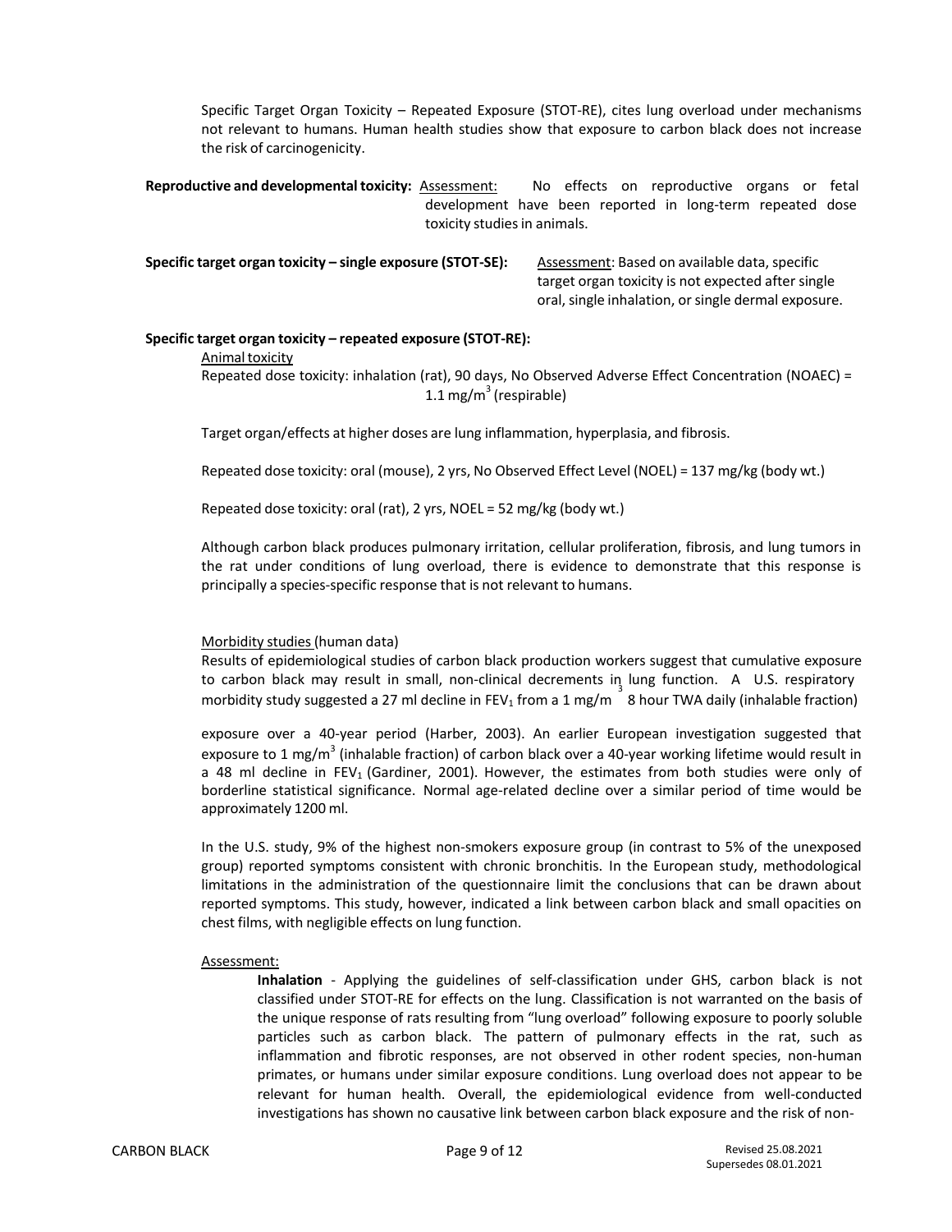Specific Target Organ Toxicity – Repeated Exposure (STOT-RE), cites lung overload under mechanisms not relevant to humans. Human health studies show that exposure to carbon black does not increase the risk of carcinogenicity.

**Reproductive and developmental toxicity:** Assessment: No effects on reproductive organs or fetal development have been reported in long-term repeated dose toxicity studies in animals.

**Specific target organ toxicity – single exposure (STOT-SE):** Assessment: Based on available data, specific target organ toxicity is not expected after single oral, single inhalation, or single dermal exposure.

**Specific target organ toxicity – repeated exposure (STOT-RE):**

Animal toxicity

Repeated dose toxicity: inhalation (rat), 90 days, No Observed Adverse Effect Concentration (NOAEC) = 1.1 mg/m$^3$ (respirable)

Target organ/effects at higher doses are lung inflammation, hyperplasia, and fibrosis.

Repeated dose toxicity: oral (mouse), 2 yrs, No Observed Effect Level (NOEL) = 137 mg/kg (body wt.)

Repeated dose toxicity: oral (rat), 2 yrs, NOEL = 52 mg/kg (body wt.)

Although carbon black produces pulmonary irritation, cellular proliferation, fibrosis, and lung tumors in the rat under conditions of lung overload, there is evidence to demonstrate that this response is principally a species-specific response that is not relevant to humans.

Morbidity studies (human data)

Results of epidemiological studies of carbon black production workers suggest that cumulative exposure to carbon black may result in small, non-clinical decrements in lung function. A U.S. respiratory morbidity study suggested a 27 ml decline in $FEV_1$ from a 1 mg/m$^3$ 8 hour TWA daily (inhalable fraction) exposure over a 40-year period (Harber, 2003). An earlier European investigation suggested that exposure to 1 mg/m$^3$ (inhalable fraction) of carbon black over a 40-year working lifetime would result in a 48 ml decline in $FEV_1$ (Gardiner, 2001). However, the estimates from both studies were only of borderline statistical significance. Normal age-related decline over a similar period of time would be approximately 1200 ml.

In the U.S. study, 9% of the highest non-smokers exposure group (in contrast to 5% of the unexposed group) reported symptoms consistent with chronic bronchitis. In the European study, methodological limitations in the administration of the questionnaire limit the conclusions that can be drawn about reported symptoms. This study, however, indicated a link between carbon black and small opacities on chest films, with negligible effects on lung function.

Assessment:

**Inhalation** - Applying the guidelines of self-classification under GHS, carbon black is not classified under STOT-RE for effects on the lung. Classification is not warranted on the basis of the unique response of rats resulting from "lung overload" following exposure to poorly soluble particles such as carbon black. The pattern of pulmonary effects in the rat, such as inflammation and fibrotic responses, are not observed in other rodent species, non-human primates, or humans under similar exposure conditions. Lung overload does not appear to be relevant for human health. Overall, the epidemiological evidence from well-conducted investigations has shown no causative link between carbon black exposure and the risk of non-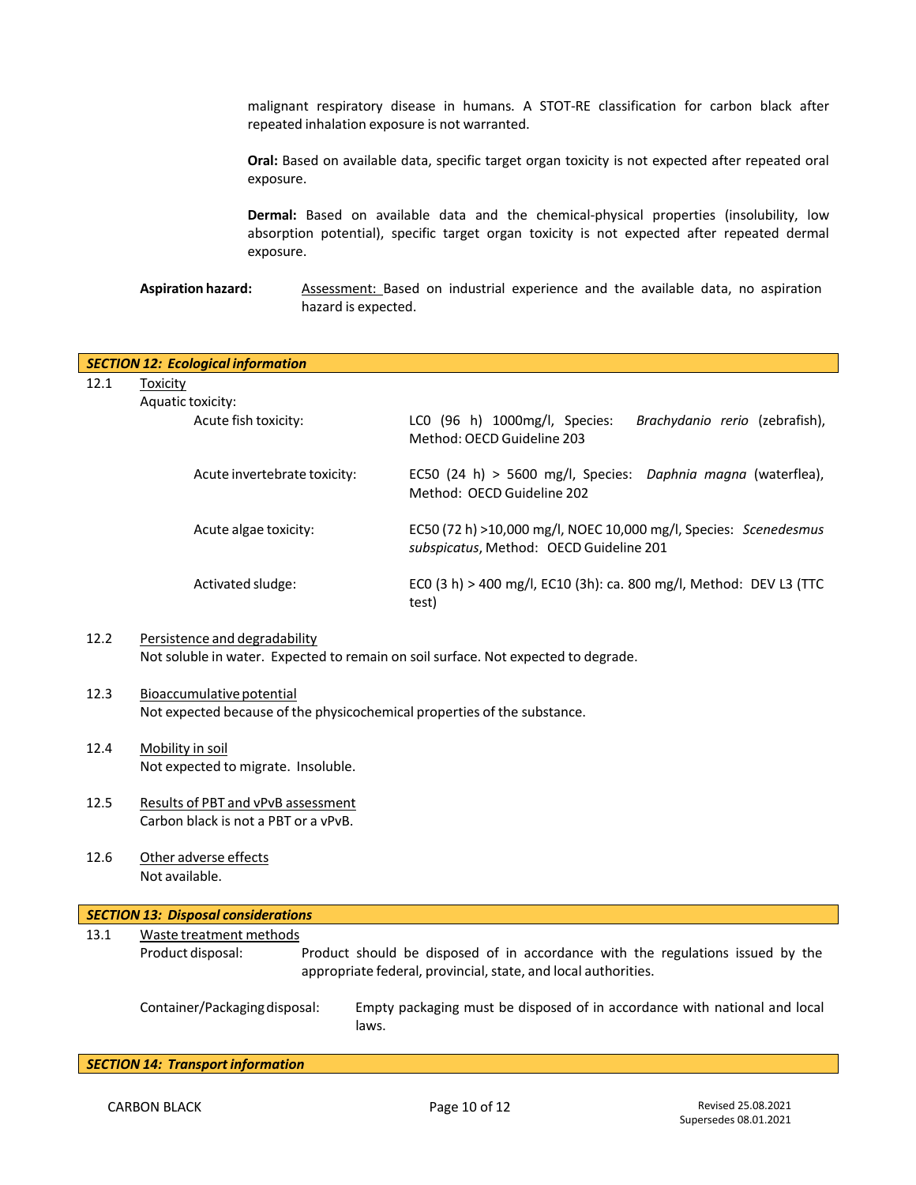malignant respiratory disease in humans. A STOT-RE classification for carbon black after repeated inhalation exposure is not warranted.

**Oral:** Based on available data, specific target organ toxicity is not expected after repeated oral exposure.

**Dermal:** Based on available data and the chemical-physical properties (insolubility, low absorption potential), specific target organ toxicity is not expected after repeated dermal exposure.

**Aspiration hazard:** Assessment: Based on industrial experience and the available data, no aspiration hazard is expected.

## *SECTION 12: Ecological information*

12.1 Toxicity

Aquatic toxicity:

| | |
|---|---|
| Acute fish toxicity: | LC0 (96 h) 1000mg/l, Species: *Brachydanio rerio* (zebrafish), Method: OECD Guideline 203 |
| Acute invertebrate toxicity: | EC50 (24 h) > 5600 mg/l, Species: *Daphnia magna* (waterflea), Method: OECD Guideline 202 |
| Acute algae toxicity: | EC50 (72 h) >10,000 mg/l, NOEC 10,000 mg/l, Species: *Scenedesmus subspicatus*, Method: OECD Guideline 201 |
| Activated sludge: | EC0 (3 h) > 400 mg/l, EC10 (3h): ca. 800 mg/l, Method: DEV L3 (TTC test) |

12.2 Persistence and degradability

Not soluble in water. Expected to remain on soil surface. Not expected to degrade.

12.3 Bioaccumulative potential

Not expected because of the physicochemical properties of the substance.

12.4 Mobility in soil

Not expected to migrate. Insoluble.

12.5 Results of PBT and vPvB assessment

Carbon black is not a PBT or a vPvB.

12.6 Other adverse effects

Not available.

## *SECTION 13: Disposal considerations*

13.1 Waste treatment methods

Product disposal: Product should be disposed of in accordance with the regulations issued by the appropriate federal, provincial, state, and local authorities.

Container/Packaging disposal: Empty packaging must be disposed of in accordance with national and local laws.

## *SECTION 14: Transport information*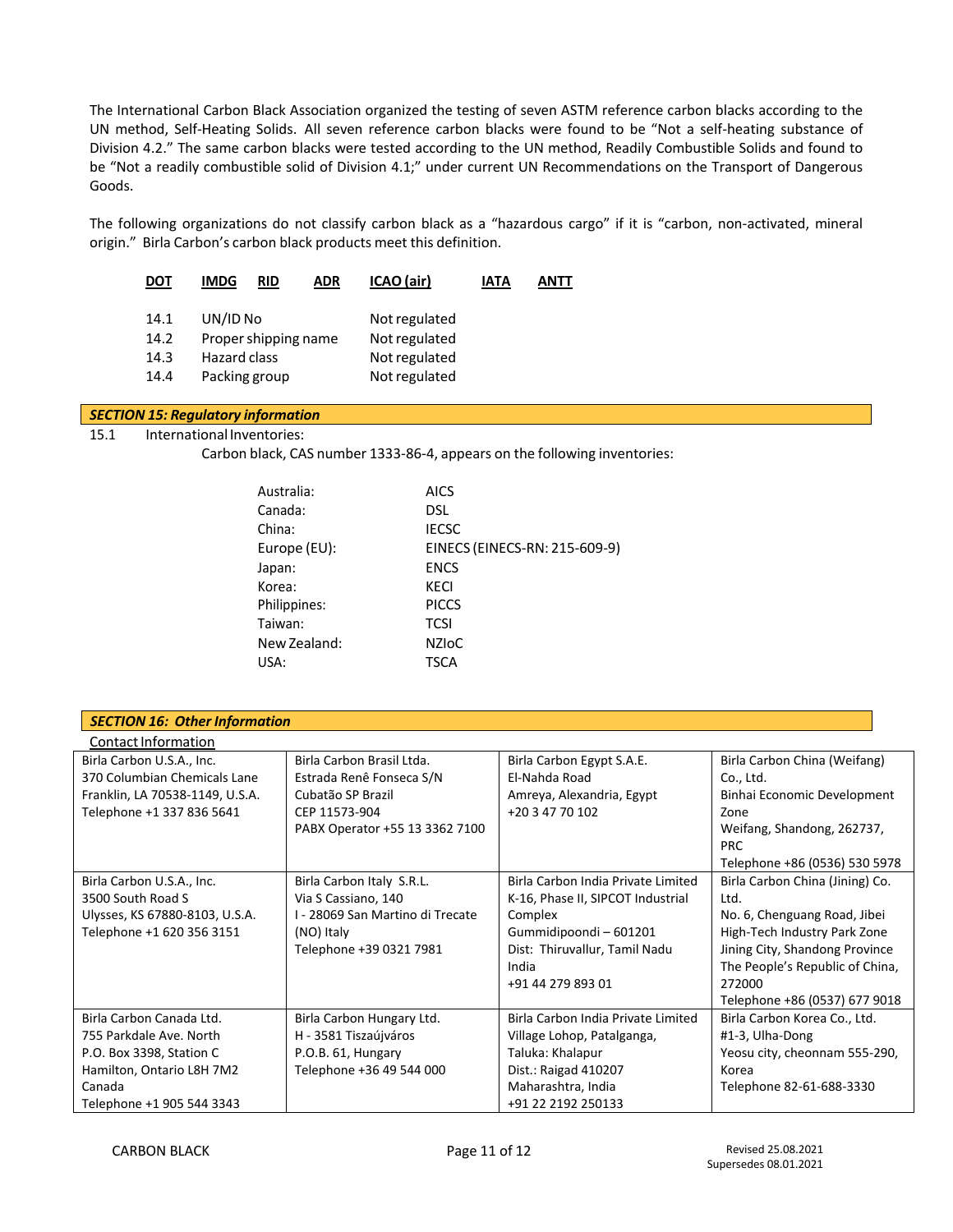The International Carbon Black Association organized the testing of seven ASTM reference carbon blacks according to the UN method, Self-Heating Solids. All seven reference carbon blacks were found to be "Not a self-heating substance of Division 4.2." The same carbon blacks were tested according to the UN method, Readily Combustible Solids and found to be "Not a readily combustible solid of Division 4.1;" under current UN Recommendations on the Transport of Dangerous Goods.

The following organizations do not classify carbon black as a "hazardous cargo" if it is "carbon, non-activated, mineral origin." Birla Carbon's carbon black products meet this definition.

**DOT** **IMDG** **RID** **ADR** **ICAO (air)** **IATA** **ANTT**

| | | |
|---|---|---|
| 14.1 | UN/ID No | Not regulated |
| 14.2 | Proper shipping name | Not regulated |
| 14.3 | Hazard class | Not regulated |
| 14.4 | Packing group | Not regulated |

## *SECTION 15: Regulatory information*

15.1 International Inventories:

Carbon black, CAS number 1333-86-4, appears on the following inventories:

| | |
|---|---|
| Australia: | AICS |
| Canada: | DSL |
| China: | IECSC |
| Europe (EU): | EINECS (EINECS-RN: 215-609-9) |
| Japan: | ENCS |
| Korea: | KECI |
| Philippines: | PICCS |
| Taiwan: | TCSI |
| New Zealand: | NZIoC |
| USA: | TSCA |

## *SECTION 16: Other Information*

Contact Information

| | | | |
|---|---|---|---|
| Birla Carbon U.S.A., Inc.<br>370 Columbian Chemicals Lane<br>Franklin, LA 70538-1149, U.S.A.<br>Telephone +1 337 836 5641 | Birla Carbon Brasil Ltda.<br>Estrada Renê Fonseca S/N<br>Cubatão SP Brazil<br>CEP 11573-904<br>PABX Operator +55 13 3362 7100 | Birla Carbon Egypt S.A.E.<br>El-Nahda Road<br>Amreya, Alexandria, Egypt<br>+20 3 47 70 102 | Birla Carbon China (Weifang) Co., Ltd.<br>Binhai Economic Development Zone<br>Weifang, Shandong, 262737, PRC<br>Telephone +86 (0536) 530 5978 |
| Birla Carbon U.S.A., Inc.<br>3500 South Road S<br>Ulysses, KS 67880-8103, U.S.A.<br>Telephone +1 620 356 3151 | Birla Carbon Italy S.R.L.<br>Via S Cassiano, 140<br>I - 28069 San Martino di Trecate (NO) Italy<br>Telephone +39 0321 7981 | Birla Carbon India Private Limited<br>K-16, Phase II, SIPCOT Industrial Complex<br>Gummidipoondi – 601201<br>Dist: Thiruvallur, Tamil Nadu<br>India<br>+91 44 279 893 01 | Birla Carbon China (Jining) Co. Ltd.<br>No. 6, Chenguang Road, Jibei High-Tech Industry Park Zone<br>Jining City, Shandong Province<br>The People's Republic of China, 272000<br>Telephone +86 (0537) 677 9018 |
| Birla Carbon Canada Ltd.<br>755 Parkdale Ave. North<br>P.O. Box 3398, Station C<br>Hamilton, Ontario L8H 7M2<br>Canada<br>Telephone +1 905 544 3343 | Birla Carbon Hungary Ltd.<br>H - 3581 Tiszaújváros<br>P.O.B. 61, Hungary<br>Telephone +36 49 544 000 | Birla Carbon India Private Limited<br>Village Lohop, Patalganga,<br>Taluka: Khalapur<br>Dist.: Raigad 410207<br>Maharashtra, India<br>+91 22 2192 250133 | Birla Carbon Korea Co., Ltd.<br>#1-3, Ulha-Dong<br>Yeosu city, cheonnam 555-290, Korea<br>Telephone 82-61-688-3330 |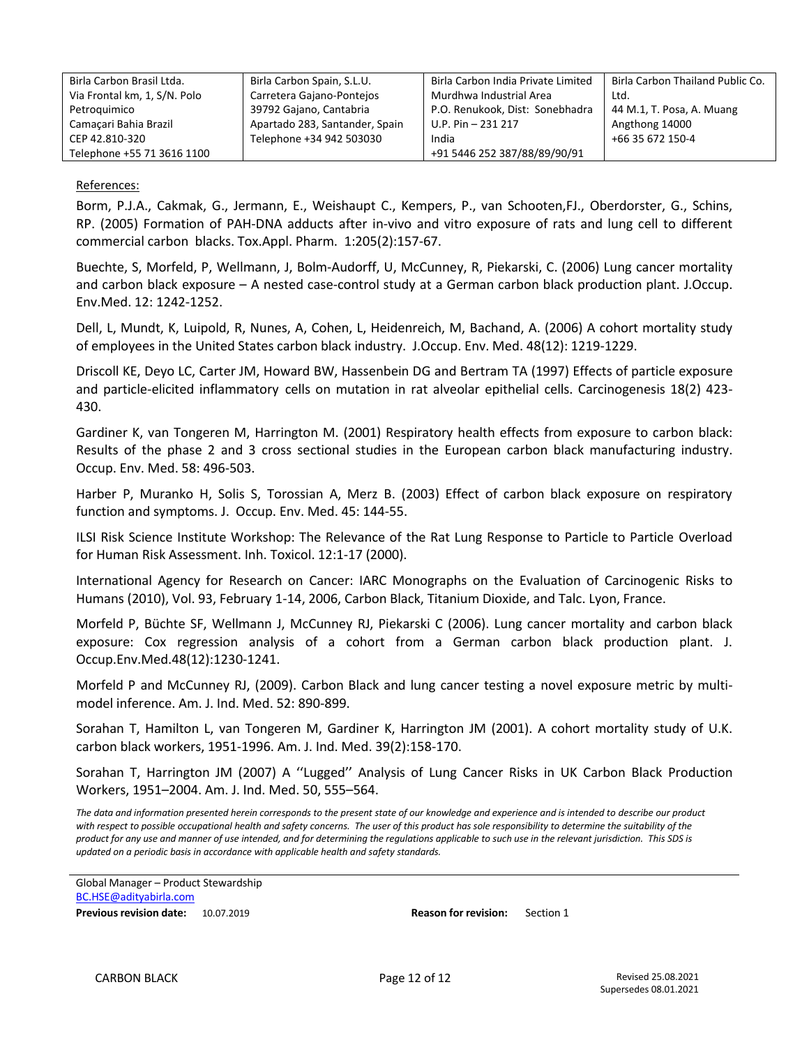| Birla Carbon Brasil Ltda.<br>Via Frontal km, 1, S/N. Polo Petroquimico<br>Camaçari Bahia Brazil<br>CEP 42.810-320<br>Telephone +55 71 3616 1100 | Birla Carbon Spain, S.L.U.<br>Carretera Gajano-Pontejos<br>39792 Gajano, Cantabria<br>Apartado 283, Santander, Spain<br>Telephone +34 942 503030 | Birla Carbon India Private Limited<br>Murdhwa Industrial Area<br>P.O. Renukook, Dist: Sonebhadra<br>U.P. Pin – 231 217<br>India<br>+91 5446 252 387/88/89/90/91 | Birla Carbon Thailand Public Co. Ltd.<br>44 M.1, T. Posa, A. Muang<br>Angthong 14000<br>+66 35 672 150-4 |
|---|---|---|---|

References:

Borm, P.J.A., Cakmak, G., Jermann, E., Weishaupt C., Kempers, P., van Schooten,FJ., Oberdorster, G., Schins, RP. (2005) Formation of PAH-DNA adducts after in-vivo and vitro exposure of rats and lung cell to different commercial carbon blacks. Tox.Appl. Pharm. 1:205(2):157-67.

Buechte, S, Morfeld, P, Wellmann, J, Bolm-Audorff, U, McCunney, R, Piekarski, C. (2006) Lung cancer mortality and carbon black exposure – A nested case-control study at a German carbon black production plant. J.Occup. Env.Med. 12: 1242-1252.

Dell, L, Mundt, K, Luipold, R, Nunes, A, Cohen, L, Heidenreich, M, Bachand, A. (2006) A cohort mortality study of employees in the United States carbon black industry. J.Occup. Env. Med. 48(12): 1219-1229.

Driscoll KE, Deyo LC, Carter JM, Howard BW, Hassenbein DG and Bertram TA (1997) Effects of particle exposure and particle-elicited inflammatory cells on mutation in rat alveolar epithelial cells. Carcinogenesis 18(2) 423-430.

Gardiner K, van Tongeren M, Harrington M. (2001) Respiratory health effects from exposure to carbon black: Results of the phase 2 and 3 cross sectional studies in the European carbon black manufacturing industry. Occup. Env. Med. 58: 496-503.

Harber P, Muranko H, Solis S, Torossian A, Merz B. (2003) Effect of carbon black exposure on respiratory function and symptoms. J. Occup. Env. Med. 45: 144-55.

ILSI Risk Science Institute Workshop: The Relevance of the Rat Lung Response to Particle to Particle Overload for Human Risk Assessment. Inh. Toxicol. 12:1-17 (2000).

International Agency for Research on Cancer: IARC Monographs on the Evaluation of Carcinogenic Risks to Humans (2010), Vol. 93, February 1-14, 2006, Carbon Black, Titanium Dioxide, and Talc. Lyon, France.

Morfeld P, Büchte SF, Wellmann J, McCunney RJ, Piekarski C (2006). Lung cancer mortality and carbon black exposure: Cox regression analysis of a cohort from a German carbon black production plant. J. Occup.Env.Med.48(12):1230-1241.

Morfeld P and McCunney RJ, (2009). Carbon Black and lung cancer testing a novel exposure metric by multi-model inference. Am. J. Ind. Med. 52: 890-899.

Sorahan T, Hamilton L, van Tongeren M, Gardiner K, Harrington JM (2001). A cohort mortality study of U.K. carbon black workers, 1951-1996. Am. J. Ind. Med. 39(2):158-170.

Sorahan T, Harrington JM (2007) A ''Lugged'' Analysis of Lung Cancer Risks in UK Carbon Black Production Workers, 1951–2004. Am. J. Ind. Med. 50, 555–564.

*The data and information presented herein corresponds to the present state of our knowledge and experience and is intended to describe our product with respect to possible occupational health and safety concerns. The user of this product has sole responsibility to determine the suitability of the product for any use and manner of use intended, and for determining the regulations applicable to such use in the relevant jurisdiction. This SDS is updated on a periodic basis in accordance with applicable health and safety standards.*

Global Manager – Product Stewardship
BC.HSE@adityabirla.com

**Previous revision date:** 10.07.2019 **Reason for revision:** Section 1

CARBON BLACK Revised 25.08.2021
Supersedes 08.01.2021